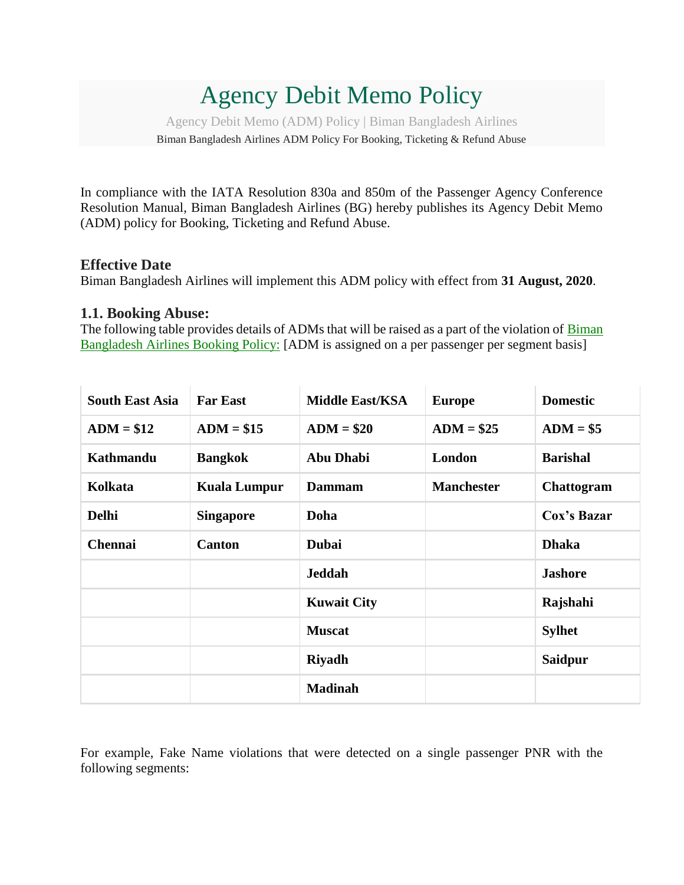# Agency Debit Memo Policy

Agency Debit Memo (ADM) Policy | Biman Bangladesh Airlines

Biman Bangladesh Airlines ADM Policy For Booking, Ticketing & Refund Abuse

In compliance with the IATA Resolution 830a and 850m of the Passenger Agency Conference Resolution Manual, Biman Bangladesh Airlines (BG) hereby publishes its Agency Debit Memo (ADM) policy for Booking, Ticketing and Refund Abuse.

### Effective Date

Biman Bangladesh Airlines will implement this ADM policy with effect from **31 August, 2020**.

### 1.1. Booking Abuse:

The following table provides details of ADMs that will be raised as a part of the violation of [Biman Bangladesh Airlines Booking Policy:]() [ADM is assigned on a per passenger per segment basis]

| South East Asia | Far East | Middle East/KSA | Europe | Domestic |
|---|---|---|---|---|
| **ADM = $12** | **ADM = $15** | **ADM = $20** | **ADM = $25** | **ADM = $5** |
| **Kathmandu** | **Bangkok** | **Abu Dhabi** | **London** | **Barishal** |
| **Kolkata** | **Kuala Lumpur** | **Dammam** | **Manchester** | **Chattogram** |
| **Delhi** | **Singapore** | **Doha** | | **Cox's Bazar** |
| **Chennai** | **Canton** | **Dubai** | | **Dhaka** |
| | | **Jeddah** | | **Jashore** |
| | | **Kuwait City** | | **Rajshahi** |
| | | **Muscat** | | **Sylhet** |
| | | **Riyadh** | | **Saidpur** |
| | | **Madinah** | | |

For example, Fake Name violations that were detected on a single passenger PNR with the following segments: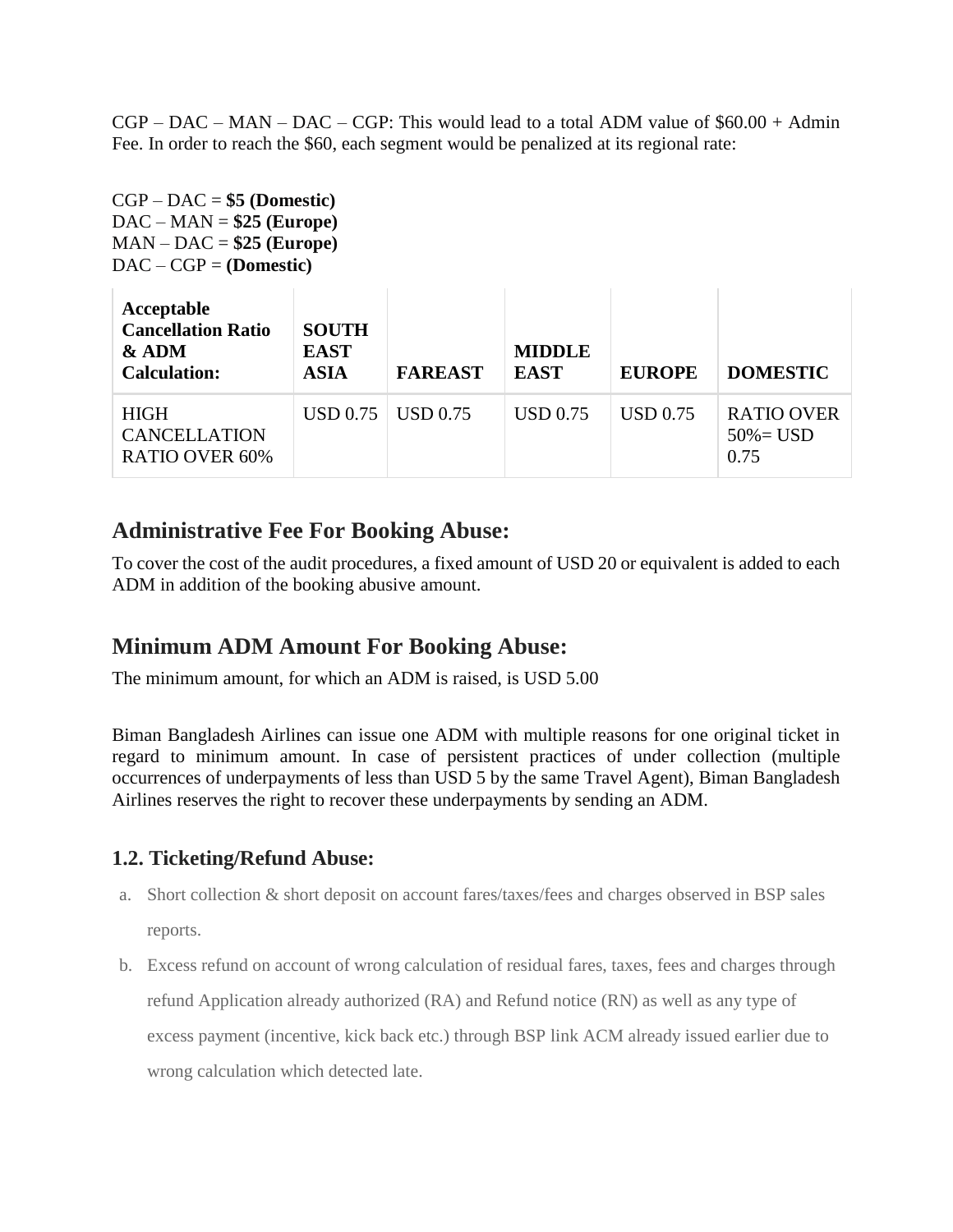CGP – DAC – MAN – DAC – CGP: This would lead to a total ADM value of $60.00 + Admin Fee. In order to reach the $60, each segment would be penalized at its regional rate:

CGP – DAC = **$5 (Domestic)**
DAC – MAN = **$25 (Europe)**
MAN – DAC = **$25 (Europe)**
DAC – CGP = **(Domestic)**

| **Acceptable Cancellation Ratio & ADM Calculation:** | **SOUTH EAST ASIA** | **FAREAST** | **MIDDLE EAST** | **EUROPE** | **DOMESTIC** |
|---|---|---|---|---|---|
| HIGH CANCELLATION RATIO OVER 60% | USD 0.75 | USD 0.75 | USD 0.75 | USD 0.75 | RATIO OVER 50%= USD 0.75 |

## Administrative Fee For Booking Abuse:

To cover the cost of the audit procedures, a fixed amount of USD 20 or equivalent is added to each ADM in addition of the booking abusive amount.

## Minimum ADM Amount For Booking Abuse:

The minimum amount, for which an ADM is raised, is USD 5.00

Biman Bangladesh Airlines can issue one ADM with multiple reasons for one original ticket in regard to minimum amount. In case of persistent practices of under collection (multiple occurrences of underpayments of less than USD 5 by the same Travel Agent), Biman Bangladesh Airlines reserves the right to recover these underpayments by sending an ADM.

### 1.2. Ticketing/Refund Abuse:

a. Short collection & short deposit on account fares/taxes/fees and charges observed in BSP sales reports.
b. Excess refund on account of wrong calculation of residual fares, taxes, fees and charges through refund Application already authorized (RA) and Refund notice (RN) as well as any type of excess payment (incentive, kick back etc.) through BSP link ACM already issued earlier due to wrong calculation which detected late.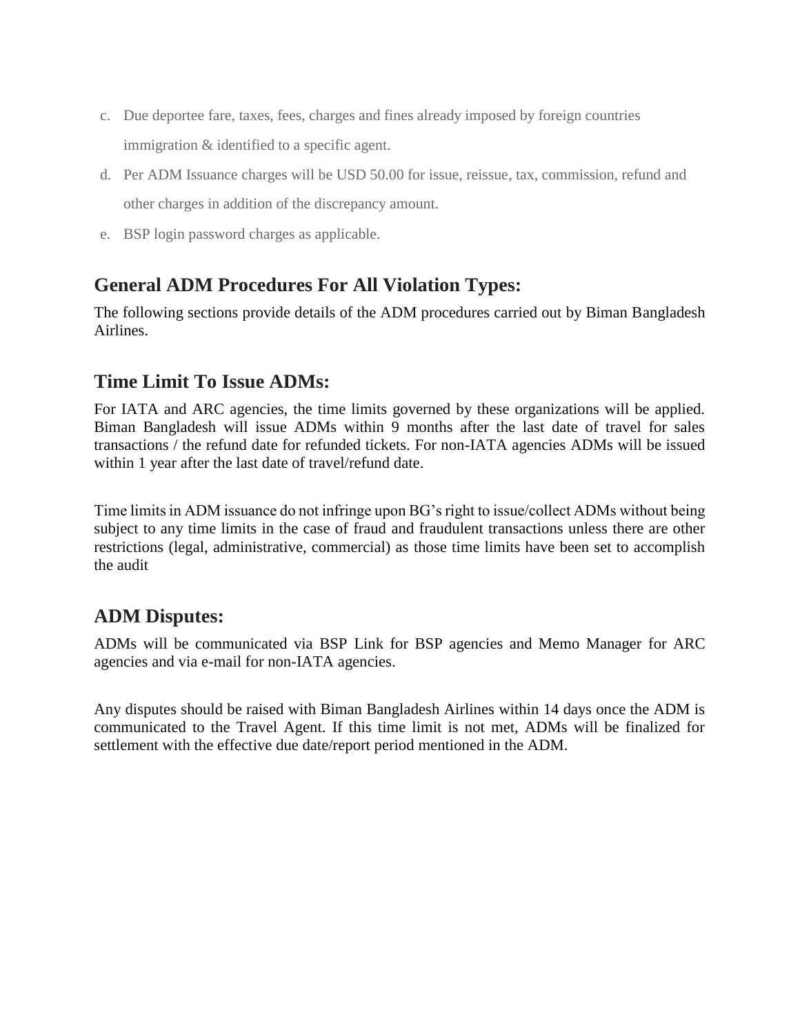c. Due deportee fare, taxes, fees, charges and fines already imposed by foreign countries immigration & identified to a specific agent.
d. Per ADM Issuance charges will be USD 50.00 for issue, reissue, tax, commission, refund and other charges in addition of the discrepancy amount.
e. BSP login password charges as applicable.

## General ADM Procedures For All Violation Types:

The following sections provide details of the ADM procedures carried out by Biman Bangladesh Airlines.

## Time Limit To Issue ADMs:

For IATA and ARC agencies, the time limits governed by these organizations will be applied. Biman Bangladesh will issue ADMs within 9 months after the last date of travel for sales transactions / the refund date for refunded tickets. For non-IATA agencies ADMs will be issued within 1 year after the last date of travel/refund date.

Time limits in ADM issuance do not infringe upon BG's right to issue/collect ADMs without being subject to any time limits in the case of fraud and fraudulent transactions unless there are other restrictions (legal, administrative, commercial) as those time limits have been set to accomplish the audit

## ADM Disputes:

ADMs will be communicated via BSP Link for BSP agencies and Memo Manager for ARC agencies and via e-mail for non-IATA agencies.

Any disputes should be raised with Biman Bangladesh Airlines within 14 days once the ADM is communicated to the Travel Agent. If this time limit is not met, ADMs will be finalized for settlement with the effective due date/report period mentioned in the ADM.